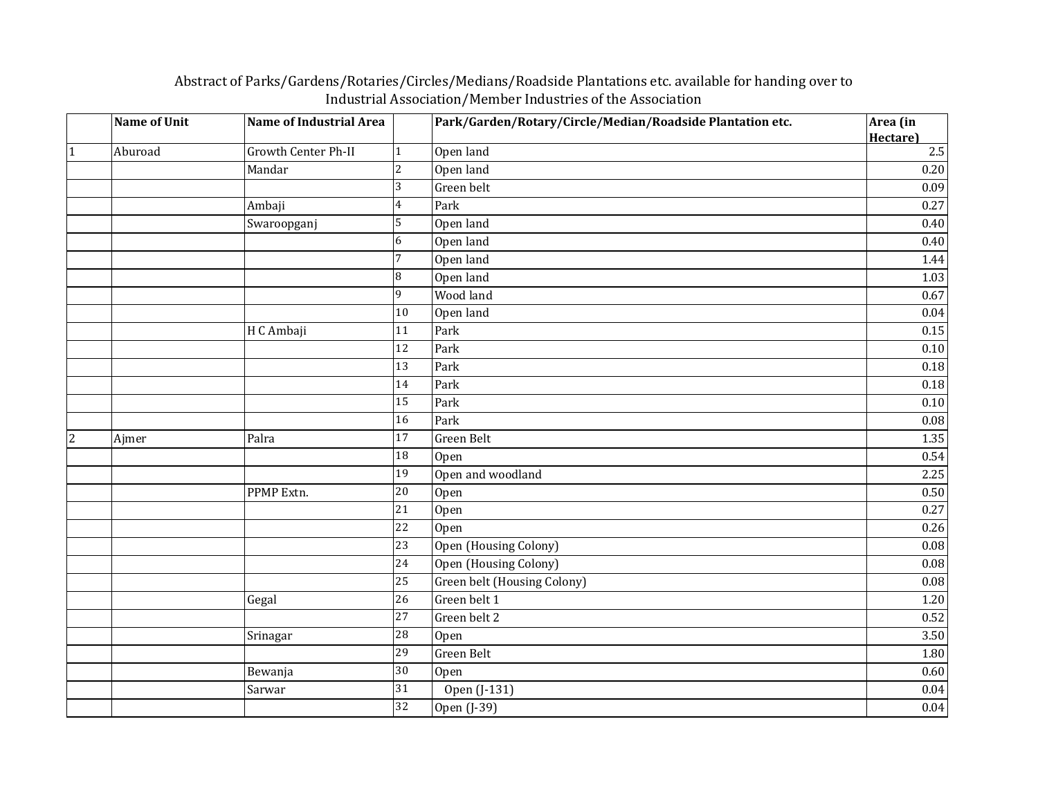Abstract of Parks/Gardens/Rotaries/Circles/Medians/Roadside Plantations etc. available for handing over to Industrial Association/Member Industries of the Association

| | Name of Unit | Name of Industrial Area | | Park/Garden/Rotary/Circle/Median/Roadside Plantation etc. | Area (in Hectare) |
|---|---|---|---|---|---|
| 1 | Aburoad | Growth Center Ph-II | 1 | Open land | 2.5 |
| | | Mandar | 2 | Open land | 0.20 |
| | | | 3 | Green belt | 0.09 |
| | | Ambaji | 4 | Park | 0.27 |
| | | Swaroopganj | 5 | Open land | 0.40 |
| | | | 6 | Open land | 0.40 |
| | | | 7 | Open land | 1.44 |
| | | | 8 | Open land | 1.03 |
| | | | 9 | Wood land | 0.67 |
| | | | 10 | Open land | 0.04 |
| | | H C Ambaji | 11 | Park | 0.15 |
| | | | 12 | Park | 0.10 |
| | | | 13 | Park | 0.18 |
| | | | 14 | Park | 0.18 |
| | | | 15 | Park | 0.10 |
| | | | 16 | Park | 0.08 |
| 2 | Ajmer | Palra | 17 | Green Belt | 1.35 |
| | | | 18 | Open | 0.54 |
| | | | 19 | Open and woodland | 2.25 |
| | | PPMP Extn. | 20 | Open | 0.50 |
| | | | 21 | Open | 0.27 |
| | | | 22 | Open | 0.26 |
| | | | 23 | Open (Housing Colony) | 0.08 |
| | | | 24 | Open (Housing Colony) | 0.08 |
| | | | 25 | Green belt (Housing Colony) | 0.08 |
| | | Gegal | 26 | Green belt 1 | 1.20 |
| | | | 27 | Green belt 2 | 0.52 |
| | | Srinagar | 28 | Open | 3.50 |
| | | | 29 | Green Belt | 1.80 |
| | | Bewanja | 30 | Open | 0.60 |
| | | Sarwar | 31 | Open (J-131) | 0.04 |
| | | | 32 | Open (J-39) | 0.04 |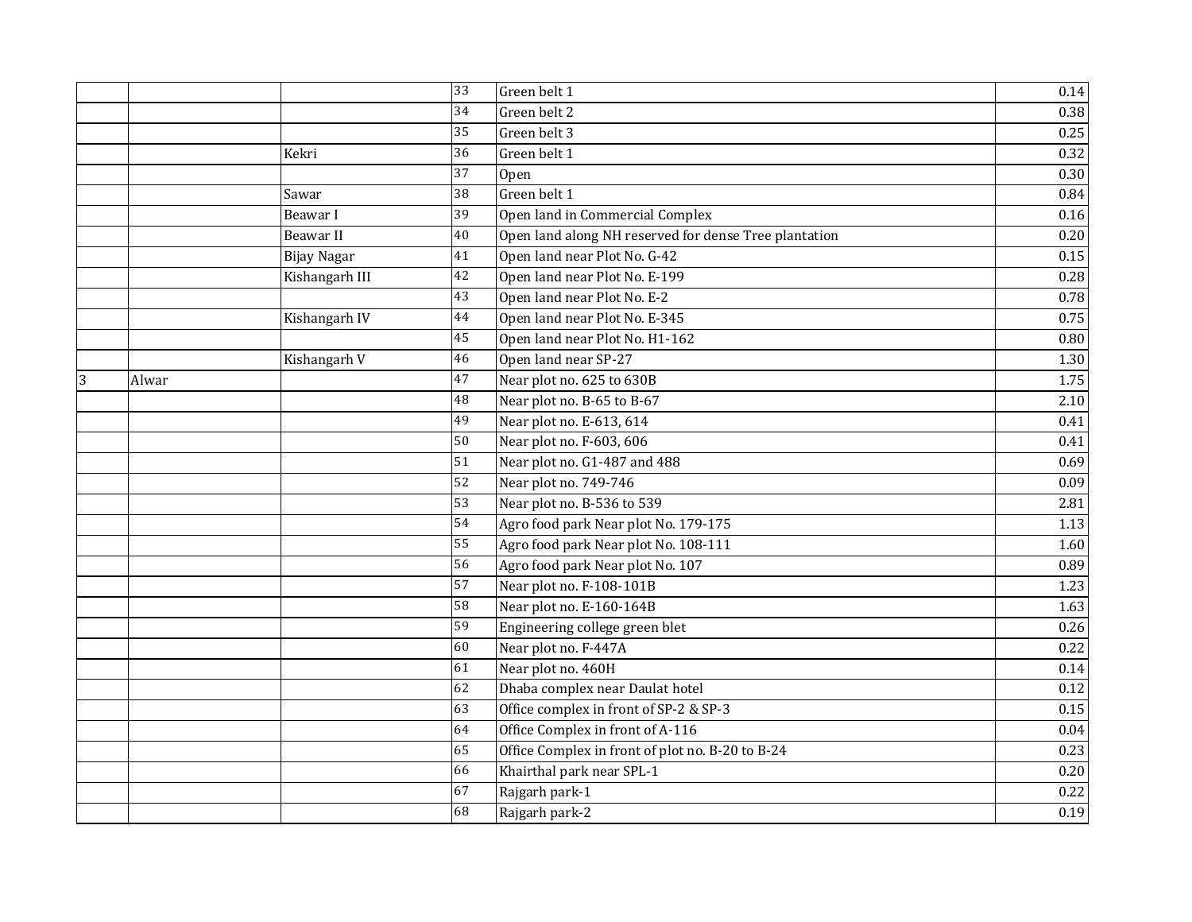| | | | | | |
|---|---|---|---|---|---|
| | | | 33 | Green belt 1 | 0.14 |
| | | | 34 | Green belt 2 | 0.38 |
| | | | 35 | Green belt 3 | 0.25 |
| | | Kekri | 36 | Green belt 1 | 0.32 |
| | | | 37 | Open | 0.30 |
| | | Sawar | 38 | Green belt 1 | 0.84 |
| | | Beawar I | 39 | Open land in Commercial Complex | 0.16 |
| | | Beawar II | 40 | Open land along NH reserved for dense Tree plantation | 0.20 |
| | | Bijay Nagar | 41 | Open land near Plot No. G-42 | 0.15 |
| | | Kishangarh III | 42 | Open land near Plot No. E-199 | 0.28 |
| | | | 43 | Open land near Plot No. E-2 | 0.78 |
| | | Kishangarh IV | 44 | Open land near Plot No. E-345 | 0.75 |
| | | | 45 | Open land near Plot No. H1-162 | 0.80 |
| | | Kishangarh V | 46 | Open land near SP-27 | 1.30 |
| 3 | Alwar | | 47 | Near plot no. 625 to 630B | 1.75 |
| | | | 48 | Near plot no. B-65 to B-67 | 2.10 |
| | | | 49 | Near plot no. E-613, 614 | 0.41 |
| | | | 50 | Near plot no. F-603, 606 | 0.41 |
| | | | 51 | Near plot no. G1-487 and 488 | 0.69 |
| | | | 52 | Near plot no. 749-746 | 0.09 |
| | | | 53 | Near plot no. B-536 to 539 | 2.81 |
| | | | 54 | Agro food park Near plot No. 179-175 | 1.13 |
| | | | 55 | Agro food park Near plot No. 108-111 | 1.60 |
| | | | 56 | Agro food park Near plot No. 107 | 0.89 |
| | | | 57 | Near plot no. F-108-101B | 1.23 |
| | | | 58 | Near plot no. E-160-164B | 1.63 |
| | | | 59 | Engineering college green blet | 0.26 |
| | | | 60 | Near plot no. F-447A | 0.22 |
| | | | 61 | Near plot no. 460H | 0.14 |
| | | | 62 | Dhaba complex near Daulat hotel | 0.12 |
| | | | 63 | Office complex in front of SP-2 & SP-3 | 0.15 |
| | | | 64 | Office Complex in front of A-116 | 0.04 |
| | | | 65 | Office Complex in front of plot no. B-20 to B-24 | 0.23 |
| | | | 66 | Khairthal park near SPL-1 | 0.20 |
| | | | 67 | Rajgarh park-1 | 0.22 |
| | | | 68 | Rajgarh park-2 | 0.19 |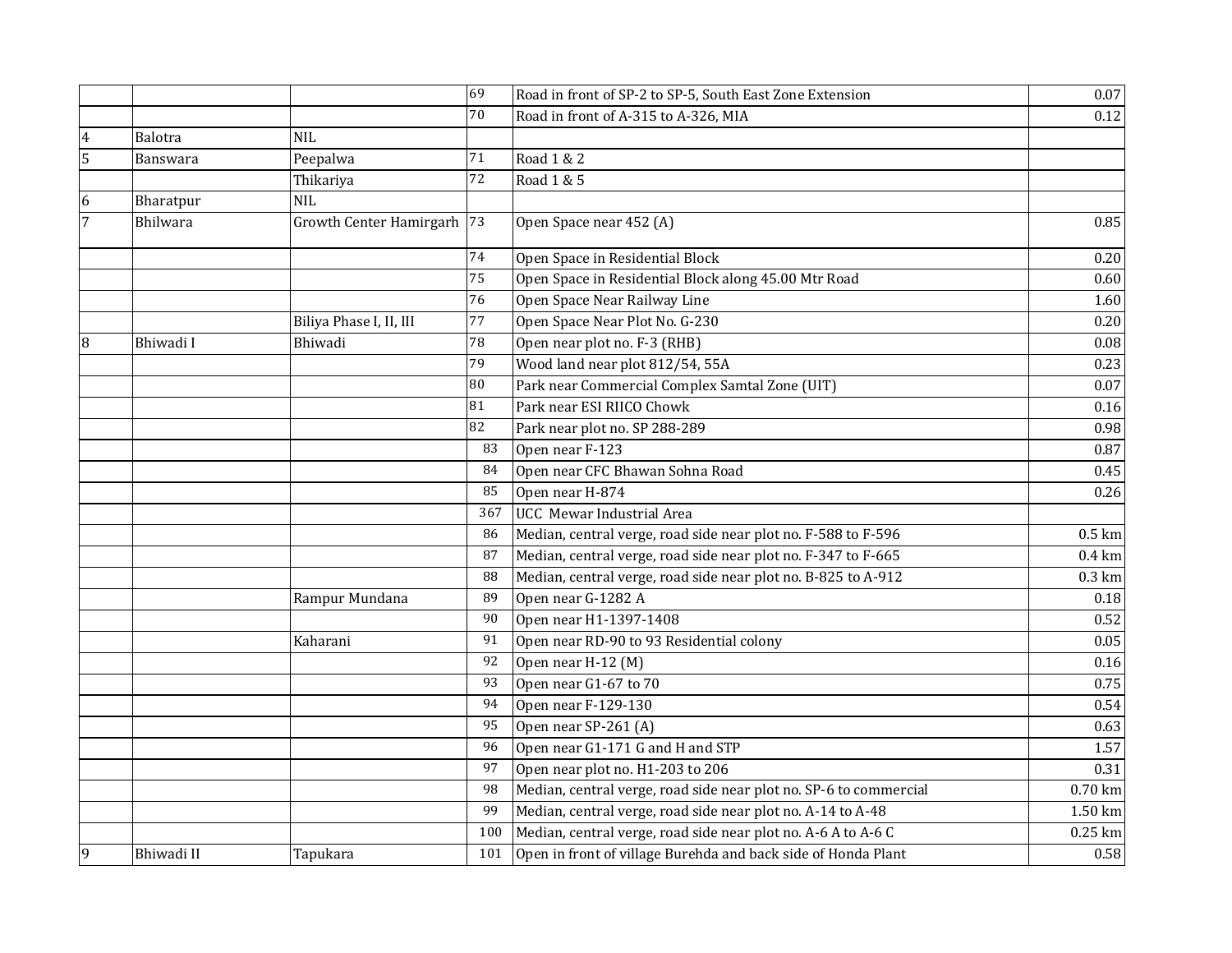| | | | | | |
|---|---|---|---|---|---|
| | | | 69 | Road in front of SP-2 to SP-5, South East Zone Extension | 0.07 |
| | | | 70 | Road in front of A-315 to A-326, MIA | 0.12 |
| 4 | Balotra | NIL | | | |
| 5 | Banswara | Peepalwa | 71 | Road 1 & 2 | |
| | | Thikariya | 72 | Road 1 & 5 | |
| 6 | Bharatpur | NIL | | | |
| 7 | Bhilwara | Growth Center Hamirgarh | 73 | Open Space near 452 (A) | 0.85 |
| | | | 74 | Open Space in Residential Block | 0.20 |
| | | | 75 | Open Space in Residential Block along 45.00 Mtr Road | 0.60 |
| | | | 76 | Open Space Near Railway Line | 1.60 |
| | | Biliya Phase I, II, III | 77 | Open Space Near Plot No. G-230 | 0.20 |
| 8 | Bhiwadi I | Bhiwadi | 78 | Open near plot no. F-3 (RHB) | 0.08 |
| | | | 79 | Wood land near plot 812/54, 55A | 0.23 |
| | | | 80 | Park near Commercial Complex Samtal Zone (UIT) | 0.07 |
| | | | 81 | Park near ESI RIICO Chowk | 0.16 |
| | | | 82 | Park near plot no. SP 288-289 | 0.98 |
| | | | 83 | Open near F-123 | 0.87 |
| | | | 84 | Open near CFC Bhawan Sohna Road | 0.45 |
| | | | 85 | Open near H-874 | 0.26 |
| | | | 367 | UCC Mewar Industrial Area | |
| | | | 86 | Median, central verge, road side near plot no. F-588 to F-596 | 0.5 km |
| | | | 87 | Median, central verge, road side near plot no. F-347 to F-665 | 0.4 km |
| | | | 88 | Median, central verge, road side near plot no. B-825 to A-912 | 0.3 km |
| | | Rampur Mundana | 89 | Open near G-1282 A | 0.18 |
| | | | 90 | Open near H1-1397-1408 | 0.52 |
| | | Kaharani | 91 | Open near RD-90 to 93 Residential colony | 0.05 |
| | | | 92 | Open near H-12 (M) | 0.16 |
| | | | 93 | Open near G1-67 to 70 | 0.75 |
| | | | 94 | Open near F-129-130 | 0.54 |
| | | | 95 | Open near SP-261 (A) | 0.63 |
| | | | 96 | Open near G1-171 G and H and STP | 1.57 |
| | | | 97 | Open near plot no. H1-203 to 206 | 0.31 |
| | | | 98 | Median, central verge, road side near plot no. SP-6 to commercial | 0.70 km |
| | | | 99 | Median, central verge, road side near plot no. A-14 to A-48 | 1.50 km |
| | | | 100 | Median, central verge, road side near plot no. A-6 A to A-6 C | 0.25 km |
| 9 | Bhiwadi II | Tapukara | 101 | Open in front of village Burehda and back side of Honda Plant | 0.58 |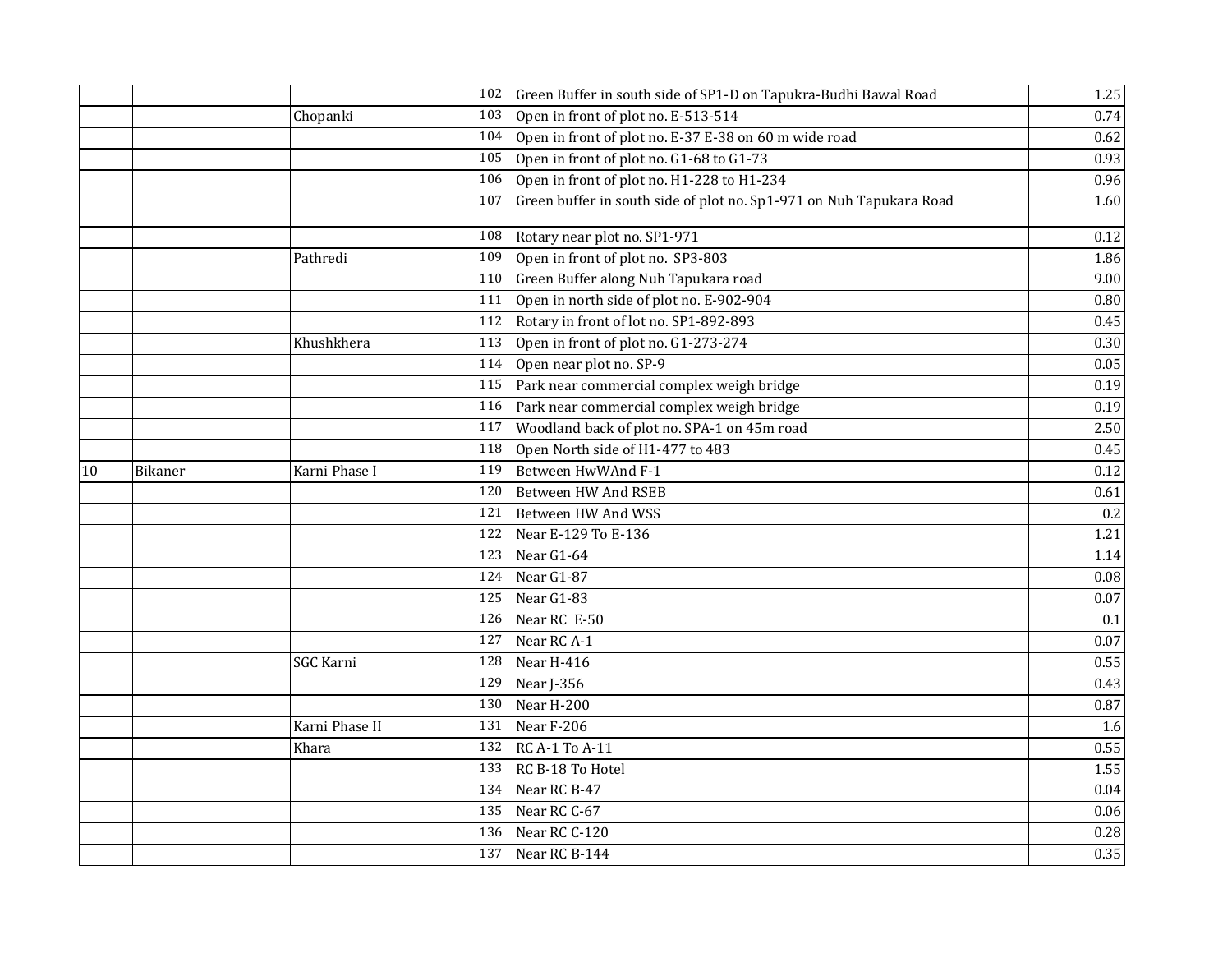| | | | | | |
|---|---|---|---|---|---|
| | | | 102 | Green Buffer in south side of SP1-D on Tapukra-Budhi Bawal Road | 1.25 |
| | | Chopanki | 103 | Open in front of plot no. E-513-514 | 0.74 |
| | | | 104 | Open in front of plot no. E-37 E-38 on 60 m wide road | 0.62 |
| | | | 105 | Open in front of plot no. G1-68 to G1-73 | 0.93 |
| | | | 106 | Open in front of plot no. H1-228 to H1-234 | 0.96 |
| | | | 107 | Green buffer in south side of plot no. Sp1-971 on Nuh Tapukara Road | 1.60 |
| | | | 108 | Rotary near plot no. SP1-971 | 0.12 |
| | | Pathredi | 109 | Open in front of plot no. SP3-803 | 1.86 |
| | | | 110 | Green Buffer along Nuh Tapukara road | 9.00 |
| | | | 111 | Open in north side of plot no. E-902-904 | 0.80 |
| | | | 112 | Rotary in front of lot no. SP1-892-893 | 0.45 |
| | | Khushkhera | 113 | Open in front of plot no. G1-273-274 | 0.30 |
| | | | 114 | Open near plot no. SP-9 | 0.05 |
| | | | 115 | Park near commercial complex weigh bridge | 0.19 |
| | | | 116 | Park near commercial complex weigh bridge | 0.19 |
| | | | 117 | Woodland back of plot no. SPA-1 on 45m road | 2.50 |
| | | | 118 | Open North side of H1-477 to 483 | 0.45 |
| 10 | Bikaner | Karni Phase I | 119 | Between HwWAnd F-1 | 0.12 |
| | | | 120 | Between HW And RSEB | 0.61 |
| | | | 121 | Between HW And WSS | 0.2 |
| | | | 122 | Near E-129 To E-136 | 1.21 |
| | | | 123 | Near G1-64 | 1.14 |
| | | | 124 | Near G1-87 | 0.08 |
| | | | 125 | Near G1-83 | 0.07 |
| | | | 126 | Near RC E-50 | 0.1 |
| | | | 127 | Near RC A-1 | 0.07 |
| | | SGC Karni | 128 | Near H-416 | 0.55 |
| | | | 129 | Near J-356 | 0.43 |
| | | | 130 | Near H-200 | 0.87 |
| | | Karni Phase II | 131 | Near F-206 | 1.6 |
| | | Khara | 132 | RC A-1 To A-11 | 0.55 |
| | | | 133 | RC B-18 To Hotel | 1.55 |
| | | | 134 | Near RC B-47 | 0.04 |
| | | | 135 | Near RC C-67 | 0.06 |
| | | | 136 | Near RC C-120 | 0.28 |
| | | | 137 | Near RC B-144 | 0.35 |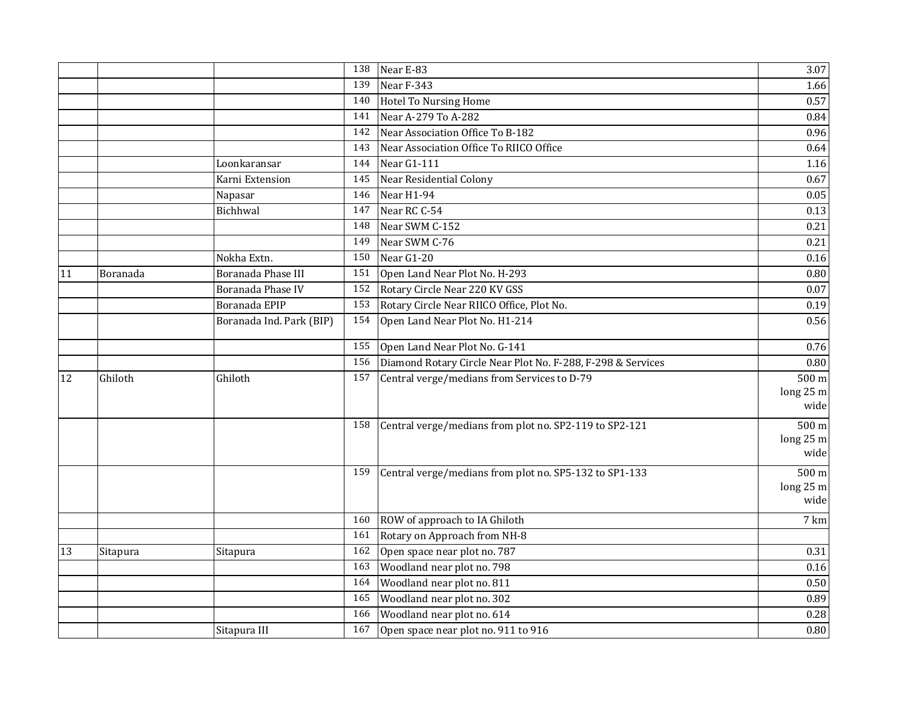| | | | | | |
|---|---|---|---|---|---|
| | | | 138 | Near E-83 | 3.07 |
| | | | 139 | Near F-343 | 1.66 |
| | | | 140 | Hotel To Nursing Home | 0.57 |
| | | | 141 | Near A-279 To A-282 | 0.84 |
| | | | 142 | Near Association Office To B-182 | 0.96 |
| | | | 143 | Near Association Office To RIICO Office | 0.64 |
| | | Loonkaransar | 144 | Near G1-111 | 1.16 |
| | | Karni Extension | 145 | Near Residential Colony | 0.67 |
| | | Napasar | 146 | Near H1-94 | 0.05 |
| | | Bichhwal | 147 | Near RC C-54 | 0.13 |
| | | | 148 | Near SWM C-152 | 0.21 |
| | | | 149 | Near SWM C-76 | 0.21 |
| | | Nokha Extn. | 150 | Near G1-20 | 0.16 |
| 11 | Boranada | Boranada Phase III | 151 | Open Land Near Plot No. H-293 | 0.80 |
| | | Boranada Phase IV | 152 | Rotary Circle Near 220 KV GSS | 0.07 |
| | | Boranada EPIP | 153 | Rotary Circle Near RIICO Office, Plot No. | 0.19 |
| | | Boranada Ind. Park (BIP) | 154 | Open Land Near Plot No. H1-214 | 0.56 |
| | | | 155 | Open Land Near Plot No. G-141 | 0.76 |
| | | | 156 | Diamond Rotary Circle Near Plot No. F-288, F-298 & Services | 0.80 |
| 12 | Ghiloth | Ghiloth | 157 | Central verge/medians from Services to D-79 | 500 m long 25 m wide |
| | | | 158 | Central verge/medians from plot no. SP2-119 to SP2-121 | 500 m long 25 m wide |
| | | | 159 | Central verge/medians from plot no. SP5-132 to SP1-133 | 500 m long 25 m wide |
| | | | 160 | ROW of approach to IA Ghiloth | 7 km |
| | | | 161 | Rotary on Approach from NH-8 | |
| 13 | Sitapura | Sitapura | 162 | Open space near plot no. 787 | 0.31 |
| | | | 163 | Woodland near plot no. 798 | 0.16 |
| | | | 164 | Woodland near plot no. 811 | 0.50 |
| | | | 165 | Woodland near plot no. 302 | 0.89 |
| | | | 166 | Woodland near plot no. 614 | 0.28 |
| | | Sitapura III | 167 | Open space near plot no. 911 to 916 | 0.80 |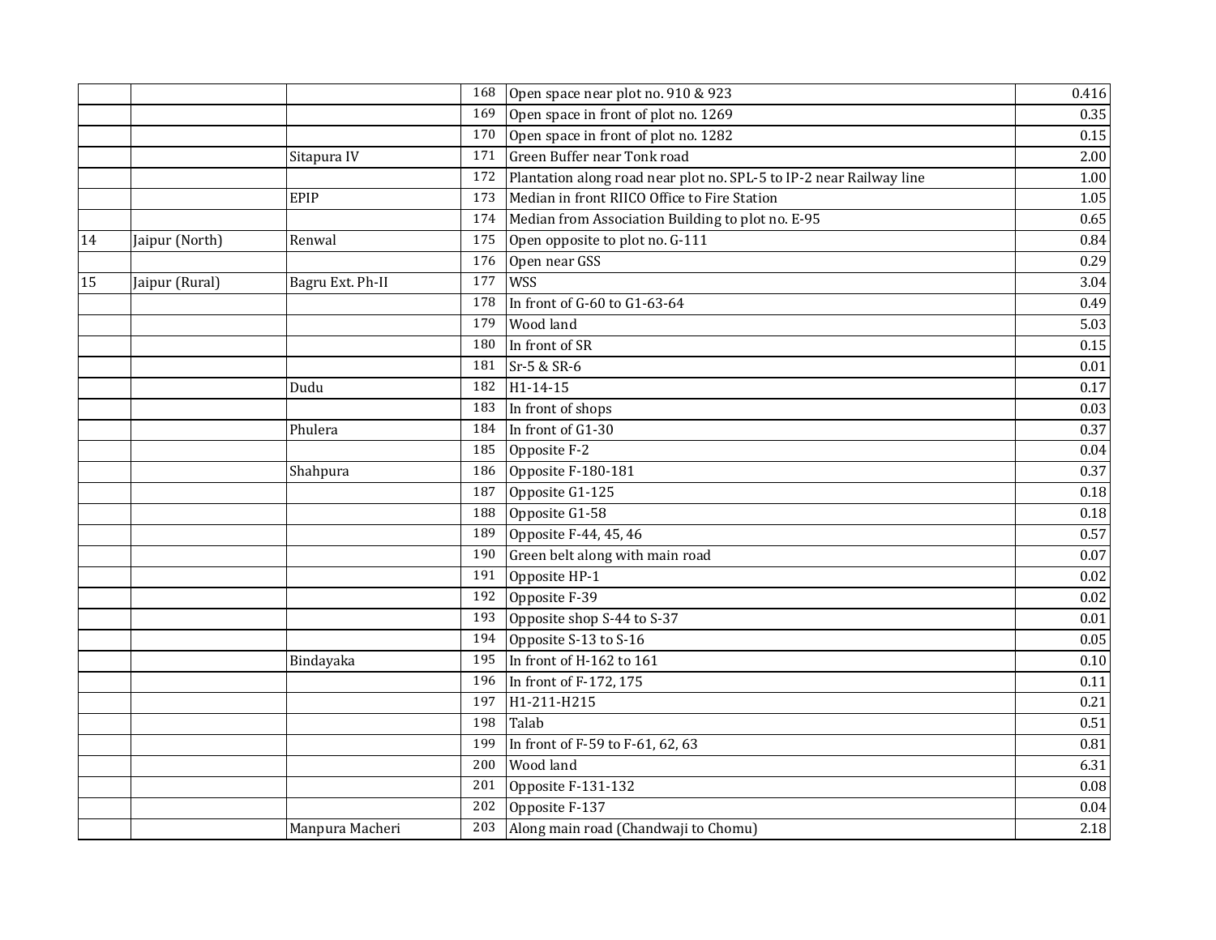| | | | | | |
|---|---|---|---|---|---|
| | | | 168 | Open space near plot no. 910 & 923 | 0.416 |
| | | | 169 | Open space in front of plot no. 1269 | 0.35 |
| | | | 170 | Open space in front of plot no. 1282 | 0.15 |
| | | Sitapura IV | 171 | Green Buffer near Tonk road | 2.00 |
| | | | 172 | Plantation along road near plot no. SPL-5 to IP-2 near Railway line | 1.00 |
| | | EPIP | 173 | Median in front RIICO Office to Fire Station | 1.05 |
| | | | 174 | Median from Association Building to plot no. E-95 | 0.65 |
| 14 | Jaipur (North) | Renwal | 175 | Open opposite to plot no. G-111 | 0.84 |
| | | | 176 | Open near GSS | 0.29 |
| 15 | Jaipur (Rural) | Bagru Ext. Ph-II | 177 | WSS | 3.04 |
| | | | 178 | In front of G-60 to G1-63-64 | 0.49 |
| | | | 179 | Wood land | 5.03 |
| | | | 180 | In front of SR | 0.15 |
| | | | 181 | Sr-5 & SR-6 | 0.01 |
| | | Dudu | 182 | H1-14-15 | 0.17 |
| | | | 183 | In front of shops | 0.03 |
| | | Phulera | 184 | In front of G1-30 | 0.37 |
| | | | 185 | Opposite F-2 | 0.04 |
| | | Shahpura | 186 | Opposite F-180-181 | 0.37 |
| | | | 187 | Opposite G1-125 | 0.18 |
| | | | 188 | Opposite G1-58 | 0.18 |
| | | | 189 | Opposite F-44, 45, 46 | 0.57 |
| | | | 190 | Green belt along with main road | 0.07 |
| | | | 191 | Opposite HP-1 | 0.02 |
| | | | 192 | Opposite F-39 | 0.02 |
| | | | 193 | Opposite shop S-44 to S-37 | 0.01 |
| | | | 194 | Opposite S-13 to S-16 | 0.05 |
| | | Bindayaka | 195 | In front of H-162 to 161 | 0.10 |
| | | | 196 | In front of F-172, 175 | 0.11 |
| | | | 197 | H1-211-H215 | 0.21 |
| | | | 198 | Talab | 0.51 |
| | | | 199 | In front of F-59 to F-61, 62, 63 | 0.81 |
| | | | 200 | Wood land | 6.31 |
| | | | 201 | Opposite F-131-132 | 0.08 |
| | | | 202 | Opposite F-137 | 0.04 |
| | | Manpura Macheri | 203 | Along main road (Chandwaji to Chomu) | 2.18 |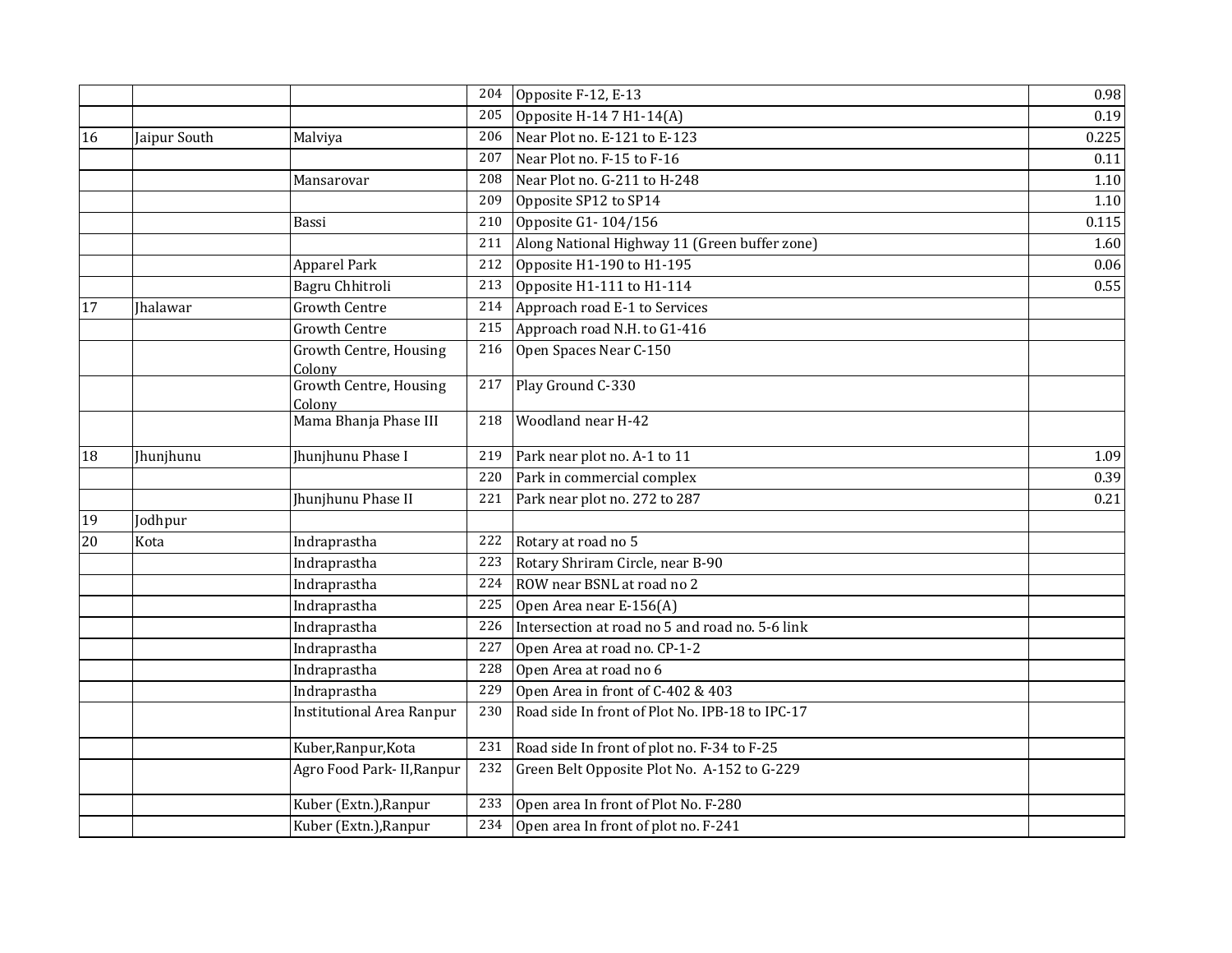| | | | | | |
|---|---|---|---|---|---|
| | | | 204 | Opposite F-12, E-13 | 0.98 |
| | | | 205 | Opposite H-14 7 H1-14(A) | 0.19 |
| 16 | Jaipur South | Malviya | 206 | Near Plot no. E-121 to E-123 | 0.225 |
| | | | 207 | Near Plot no. F-15 to F-16 | 0.11 |
| | | Mansarovar | 208 | Near Plot no. G-211 to H-248 | 1.10 |
| | | | 209 | Opposite SP12 to SP14 | 1.10 |
| | | Bassi | 210 | Opposite G1- 104/156 | 0.115 |
| | | | 211 | Along National Highway 11 (Green buffer zone) | 1.60 |
| | | Apparel Park | 212 | Opposite H1-190 to H1-195 | 0.06 |
| | | Bagru Chhitroli | 213 | Opposite H1-111 to H1-114 | 0.55 |
| 17 | Jhalawar | Growth Centre | 214 | Approach road E-1 to Services | |
| | | Growth Centre | 215 | Approach road N.H. to G1-416 | |
| | | Growth Centre, Housing Colony | 216 | Open Spaces Near C-150 | |
| | | Growth Centre, Housing Colony | 217 | Play Ground C-330 | |
| | | Mama Bhanja Phase III | 218 | Woodland near H-42 | |
| 18 | Jhunjhunu | Jhunjhunu Phase I | 219 | Park near plot no. A-1 to 11 | 1.09 |
| | | | 220 | Park in commercial complex | 0.39 |
| | | Jhunjhunu Phase II | 221 | Park near plot no. 272 to 287 | 0.21 |
| 19 | Jodhpur | | | | |
| 20 | Kota | Indraprastha | 222 | Rotary at road no 5 | |
| | | Indraprastha | 223 | Rotary Shriram Circle, near B-90 | |
| | | Indraprastha | 224 | ROW near BSNL at road no 2 | |
| | | Indraprastha | 225 | Open Area near E-156(A) | |
| | | Indraprastha | 226 | Intersection at road no 5 and road no. 5-6 link | |
| | | Indraprastha | 227 | Open Area at road no. CP-1-2 | |
| | | Indraprastha | 228 | Open Area at road no 6 | |
| | | Indraprastha | 229 | Open Area in front of C-402 & 403 | |
| | | Institutional Area Ranpur | 230 | Road side In front of Plot No. IPB-18 to IPC-17 | |
| | | Kuber,Ranpur,Kota | 231 | Road side In front of plot no. F-34 to F-25 | |
| | | Agro Food Park- II,Ranpur | 232 | Green Belt Opposite Plot No. A-152 to G-229 | |
| | | Kuber (Extn.),Ranpur | 233 | Open area In front of Plot No. F-280 | |
| | | Kuber (Extn.),Ranpur | 234 | Open area In front of plot no. F-241 | |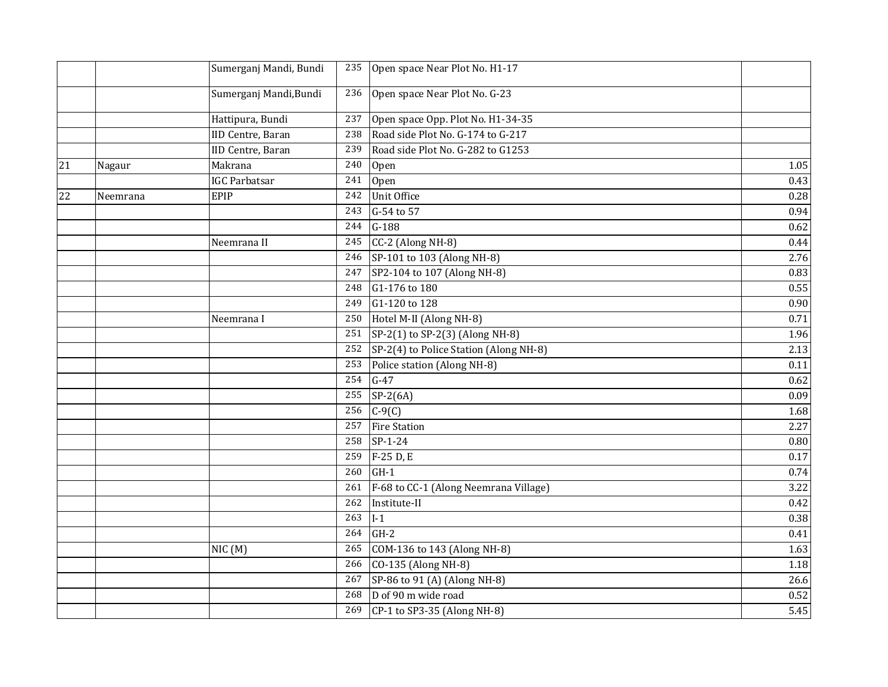| | | | | | |
|---|---|---|---|---|---|
| | | Sumerganj Mandi, Bundi | 235 | Open space Near Plot No. H1-17 | |
| | | Sumerganj Mandi,Bundi | 236 | Open space Near Plot No. G-23 | |
| | | Hattipura, Bundi | 237 | Open space Opp. Plot No. H1-34-35 | |
| | | IID Centre, Baran | 238 | Road side Plot No. G-174 to G-217 | |
| | | IID Centre, Baran | 239 | Road side Plot No. G-282 to G1253 | |
| 21 | Nagaur | Makrana | 240 | Open | 1.05 |
| | | IGC Parbatsar | 241 | Open | 0.43 |
| 22 | Neemrana | EPIP | 242 | Unit Office | 0.28 |
| | | | 243 | G-54 to 57 | 0.94 |
| | | | 244 | G-188 | 0.62 |
| | | Neemrana II | 245 | CC-2 (Along NH-8) | 0.44 |
| | | | 246 | SP-101 to 103 (Along NH-8) | 2.76 |
| | | | 247 | SP2-104 to 107 (Along NH-8) | 0.83 |
| | | | 248 | G1-176 to 180 | 0.55 |
| | | | 249 | G1-120 to 128 | 0.90 |
| | | Neemrana I | 250 | Hotel M-II (Along NH-8) | 0.71 |
| | | | 251 | SP-2(1) to SP-2(3) (Along NH-8) | 1.96 |
| | | | 252 | SP-2(4) to Police Station (Along NH-8) | 2.13 |
| | | | 253 | Police station (Along NH-8) | 0.11 |
| | | | 254 | G-47 | 0.62 |
| | | | 255 | SP-2(6A) | 0.09 |
| | | | 256 | C-9(C) | 1.68 |
| | | | 257 | Fire Station | 2.27 |
| | | | 258 | SP-1-24 | 0.80 |
| | | | 259 | F-25 D, E | 0.17 |
| | | | 260 | GH-1 | 0.74 |
| | | | 261 | F-68 to CC-1 (Along Neemrana Village) | 3.22 |
| | | | 262 | Institute-II | 0.42 |
| | | | 263 | I-1 | 0.38 |
| | | | 264 | GH-2 | 0.41 |
| | | NIC (M) | 265 | COM-136 to 143 (Along NH-8) | 1.63 |
| | | | 266 | CO-135 (Along NH-8) | 1.18 |
| | | | 267 | SP-86 to 91 (A) (Along NH-8) | 26.6 |
| | | | 268 | D of 90 m wide road | 0.52 |
| | | | 269 | CP-1 to SP3-35 (Along NH-8) | 5.45 |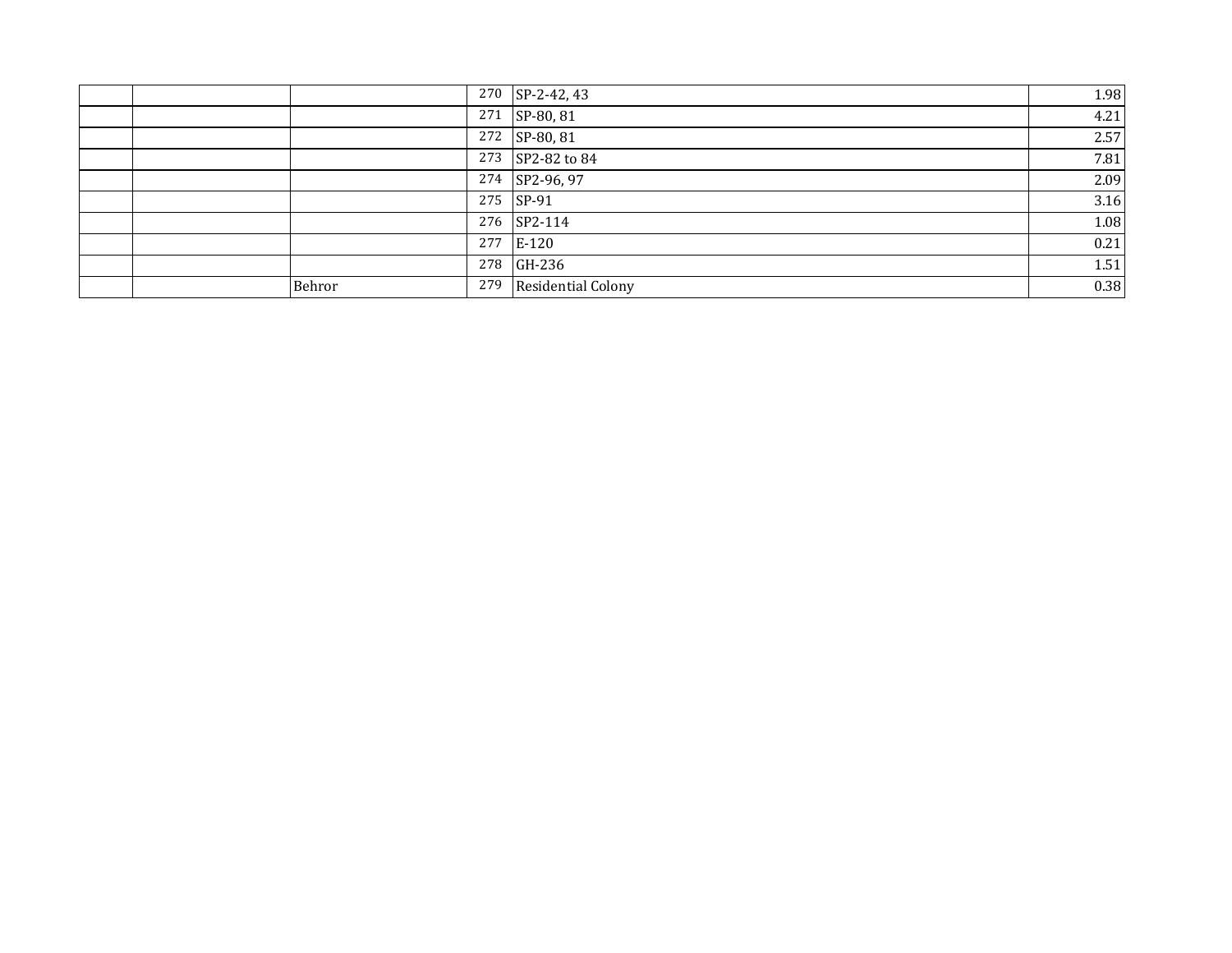| | | | | | |
|---|---|---|---|---|---|
| | | | 270 | SP-2-42, 43 | 1.98 |
| | | | 271 | SP-80, 81 | 4.21 |
| | | | 272 | SP-80, 81 | 2.57 |
| | | | 273 | SP2-82 to 84 | 7.81 |
| | | | 274 | SP2-96, 97 | 2.09 |
| | | | 275 | SP-91 | 3.16 |
| | | | 276 | SP2-114 | 1.08 |
| | | | 277 | E-120 | 0.21 |
| | | | 278 | GH-236 | 1.51 |
| | | Behror | 279 | Residential Colony | 0.38 |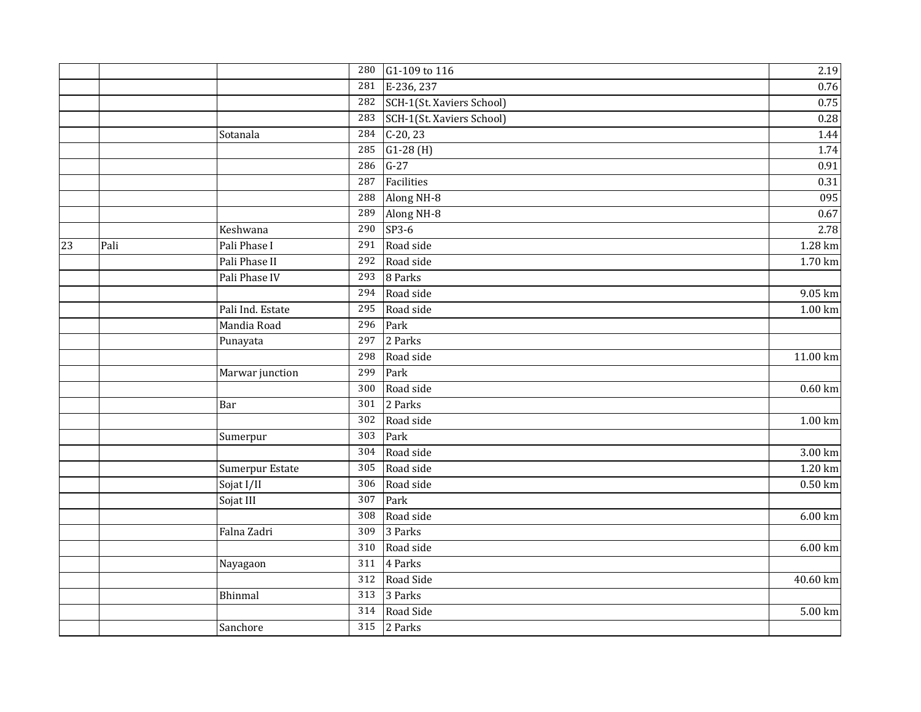| | | | | | |
|---|---|---|---|---|---|
| | | | 280 | G1-109 to 116 | 2.19 |
| | | | 281 | E-236, 237 | 0.76 |
| | | | 282 | SCH-1(St. Xaviers School) | 0.75 |
| | | | 283 | SCH-1(St. Xaviers School) | 0.28 |
| | | Sotanala | 284 | C-20, 23 | 1.44 |
| | | | 285 | G1-28 (H) | 1.74 |
| | | | 286 | G-27 | 0.91 |
| | | | 287 | Facilities | 0.31 |
| | | | 288 | Along NH-8 | 095 |
| | | | 289 | Along NH-8 | 0.67 |
| | | Keshwana | 290 | SP3-6 | 2.78 |
| 23 | Pali | Pali Phase I | 291 | Road side | 1.28 km |
| | | Pali Phase II | 292 | Road side | 1.70 km |
| | | Pali Phase IV | 293 | 8 Parks | |
| | | | 294 | Road side | 9.05 km |
| | | Pali Ind. Estate | 295 | Road side | 1.00 km |
| | | Mandia Road | 296 | Park | |
| | | Punayata | 297 | 2 Parks | |
| | | | 298 | Road side | 11.00 km |
| | | Marwar junction | 299 | Park | |
| | | | 300 | Road side | 0.60 km |
| | | Bar | 301 | 2 Parks | |
| | | | 302 | Road side | 1.00 km |
| | | Sumerpur | 303 | Park | |
| | | | 304 | Road side | 3.00 km |
| | | Sumerpur Estate | 305 | Road side | 1.20 km |
| | | Sojat I/II | 306 | Road side | 0.50 km |
| | | Sojat III | 307 | Park | |
| | | | 308 | Road side | 6.00 km |
| | | Falna Zadri | 309 | 3 Parks | |
| | | | 310 | Road side | 6.00 km |
| | | Nayagaon | 311 | 4 Parks | |
| | | | 312 | Road Side | 40.60 km |
| | | Bhinmal | 313 | 3 Parks | |
| | | | 314 | Road Side | 5.00 km |
| | | Sanchore | 315 | 2 Parks | |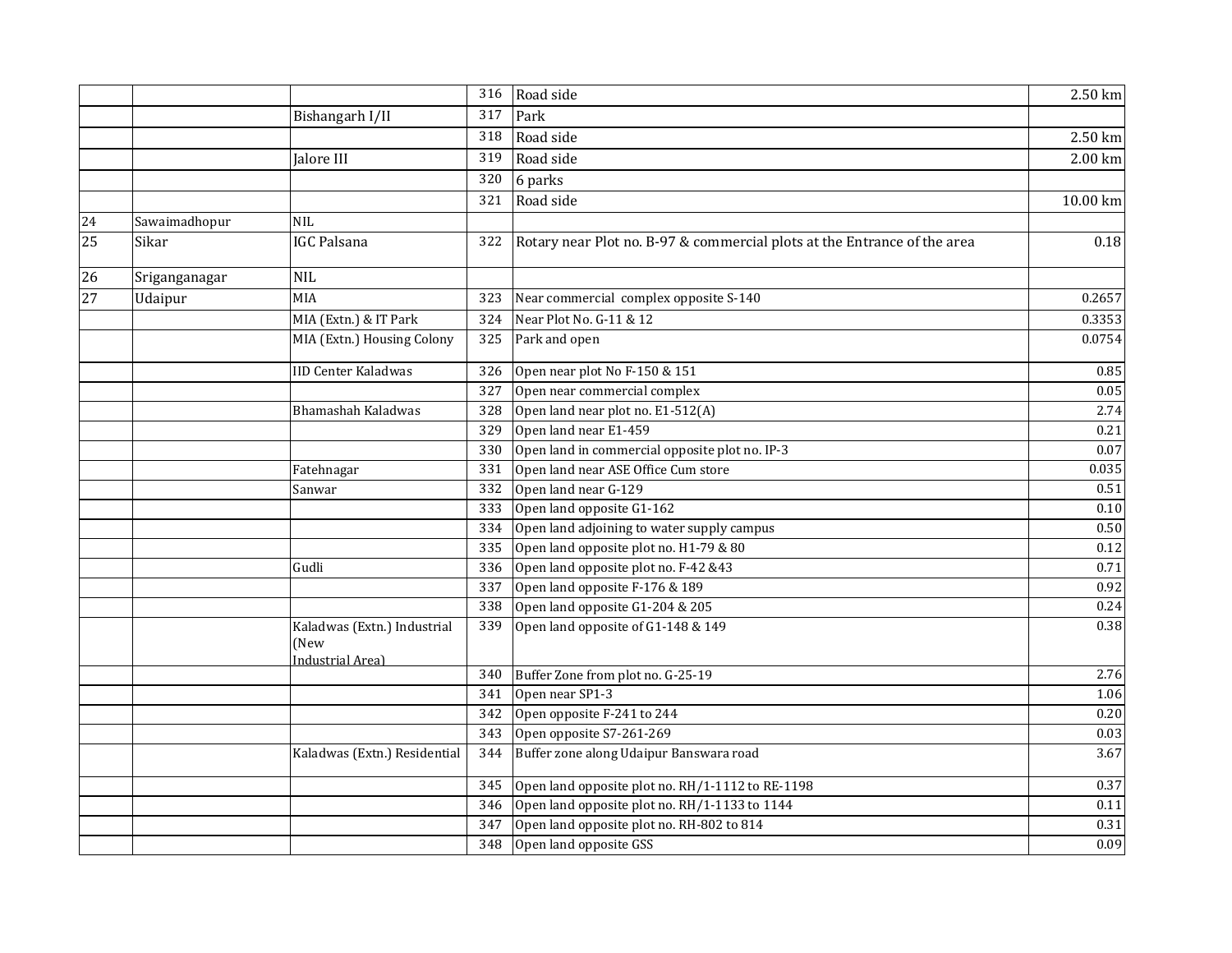| | | | | | |
|---|---|---|---|---|---|
| | | | 316 | Road side | 2.50 km |
| | | Bishangarh I/II | 317 | Park | |
| | | | 318 | Road side | 2.50 km |
| | | Jalore III | 319 | Road side | 2.00 km |
| | | | 320 | 6 parks | |
| | | | 321 | Road side | 10.00 km |
| 24 | Sawaimadhopur | NIL | | | |
| 25 | Sikar | IGC Palsana | 322 | Rotary near Plot no. B-97 & commercial plots at the Entrance of the area | 0.18 |
| 26 | Sriganganagar | NIL | | | |
| 27 | Udaipur | MIA | 323 | Near commercial complex opposite S-140 | 0.2657 |
| | | MIA (Extn.) & IT Park | 324 | Near Plot No. G-11 & 12 | 0.3353 |
| | | MIA (Extn.) Housing Colony | 325 | Park and open | 0.0754 |
| | | IID Center Kaladwas | 326 | Open near plot No F-150 & 151 | 0.85 |
| | | | 327 | Open near commercial complex | 0.05 |
| | | Bhamashah Kaladwas | 328 | Open land near plot no. E1-512(A) | 2.74 |
| | | | 329 | Open land near E1-459 | 0.21 |
| | | | 330 | Open land in commercial opposite plot no. IP-3 | 0.07 |
| | | Fatehnagar | 331 | Open land near ASE Office Cum store | 0.035 |
| | | Sanwar | 332 | Open land near G-129 | 0.51 |
| | | | 333 | Open land opposite G1-162 | 0.10 |
| | | | 334 | Open land adjoining to water supply campus | 0.50 |
| | | | 335 | Open land opposite plot no. H1-79 & 80 | 0.12 |
| | | Gudli | 336 | Open land opposite plot no. F-42 &43 | 0.71 |
| | | | 337 | Open land opposite F-176 & 189 | 0.92 |
| | | | 338 | Open land opposite G1-204 & 205 | 0.24 |
| | | Kaladwas (Extn.) Industrial (New Industrial Area) | 339 | Open land opposite of G1-148 & 149 | 0.38 |
| | | | 340 | Buffer Zone from plot no. G-25-19 | 2.76 |
| | | | 341 | Open near SP1-3 | 1.06 |
| | | | 342 | Open opposite F-241 to 244 | 0.20 |
| | | | 343 | Open opposite S7-261-269 | 0.03 |
| | | Kaladwas (Extn.) Residential | 344 | Buffer zone along Udaipur Banswara road | 3.67 |
| | | | 345 | Open land opposite plot no. RH/1-1112 to RE-1198 | 0.37 |
| | | | 346 | Open land opposite plot no. RH/1-1133 to 1144 | 0.11 |
| | | | 347 | Open land opposite plot no. RH-802 to 814 | 0.31 |
| | | | 348 | Open land opposite GSS | 0.09 |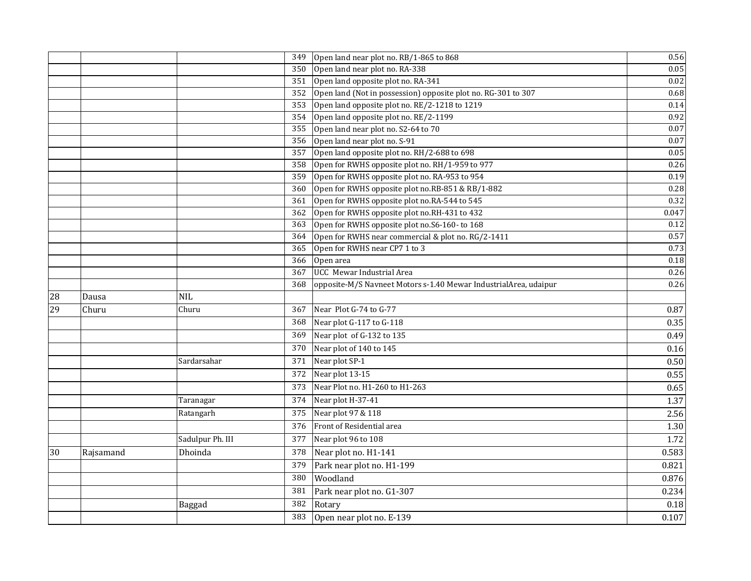| | | | | | |
|---|---|---|---|---|---|
| | | | 349 | Open land near plot no. RB/1-865 to 868 | 0.56 |
| | | | 350 | Open land near plot no. RA-338 | 0.05 |
| | | | 351 | Open land opposite plot no. RA-341 | 0.02 |
| | | | 352 | Open land (Not in possession) opposite plot no. RG-301 to 307 | 0.68 |
| | | | 353 | Open land opposite plot no. RE/2-1218 to 1219 | 0.14 |
| | | | 354 | Open land opposite plot no. RE/2-1199 | 0.92 |
| | | | 355 | Open land near plot no. S2-64 to 70 | 0.07 |
| | | | 356 | Open land near plot no. S-91 | 0.07 |
| | | | 357 | Open land opposite plot no. RH/2-688 to 698 | 0.05 |
| | | | 358 | Open for RWHS opposite plot no. RH/1-959 to 977 | 0.26 |
| | | | 359 | Open for RWHS opposite plot no. RA-953 to 954 | 0.19 |
| | | | 360 | Open for RWHS opposite plot no.RB-851 & RB/1-882 | 0.28 |
| | | | 361 | Open for RWHS opposite plot no.RA-544 to 545 | 0.32 |
| | | | 362 | Open for RWHS opposite plot no.RH-431 to 432 | 0.047 |
| | | | 363 | Open for RWHS opposite plot no.S6-160- to 168 | 0.12 |
| | | | 364 | Open for RWHS near commercial & plot no. RG/2-1411 | 0.57 |
| | | | 365 | Open for RWHS near CP7 1 to 3 | 0.73 |
| | | | 366 | Open area | 0.18 |
| | | | 367 | UCC Mewar Industrial Area | 0.26 |
| | | | 368 | opposite-M/S Navneet Motors s-1.40 Mewar IndustrialArea, udaipur | 0.26 |
| 28 | Dausa | NIL | | | |
| 29 | Churu | Churu | 367 | Near Plot G-74 to G-77 | 0.87 |
| | | | 368 | Near plot G-117 to G-118 | 0.35 |
| | | | 369 | Near plot of G-132 to 135 | 0.49 |
| | | | 370 | Near plot of 140 to 145 | 0.16 |
| | | Sardarsahar | 371 | Near plot SP-1 | 0.50 |
| | | | 372 | Near plot 13-15 | 0.55 |
| | | | 373 | Near Plot no. H1-260 to H1-263 | 0.65 |
| | | Taranagar | 374 | Near plot H-37-41 | 1.37 |
| | | Ratangarh | 375 | Near plot 97 & 118 | 2.56 |
| | | | 376 | Front of Residential area | 1.30 |
| | | Sadulpur Ph. III | 377 | Near plot 96 to 108 | 1.72 |
| 30 | Rajsamand | Dhoinda | 378 | Near plot no. H1-141 | 0.583 |
| | | | 379 | Park near plot no. H1-199 | 0.821 |
| | | | 380 | Woodland | 0.876 |
| | | | 381 | Park near plot no. G1-307 | 0.234 |
| | | Baggad | 382 | Rotary | 0.18 |
| | | | 383 | Open near plot no. E-139 | 0.107 |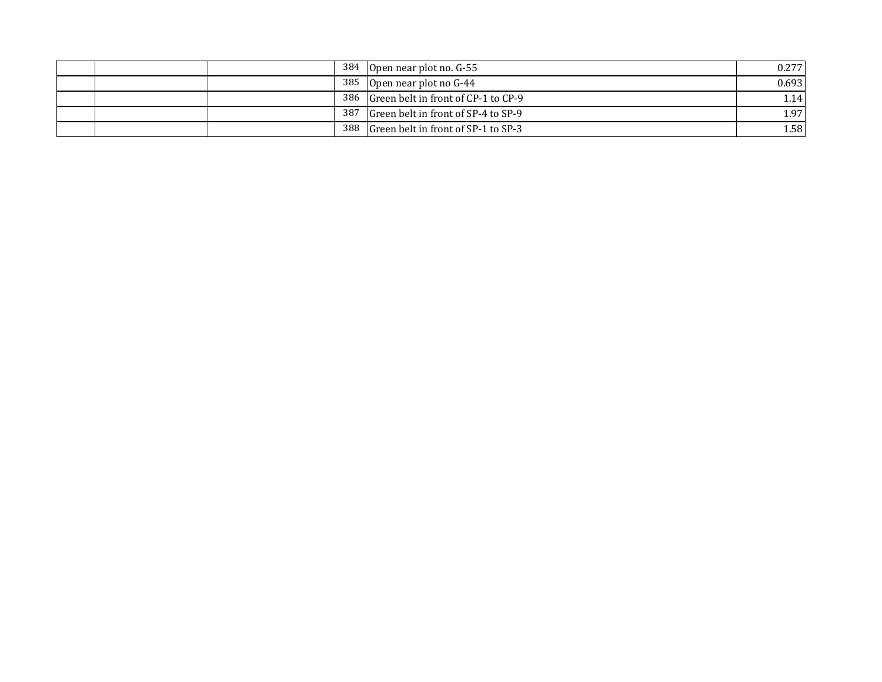| | | | | | |
|---|---|---|---|---|---|
| | | | 384 | Open near plot no. G-55 | 0.277 |
| | | | 385 | Open near plot no G-44 | 0.693 |
| | | | 386 | Green belt in front of CP-1 to CP-9 | 1.14 |
| | | | 387 | Green belt in front of SP-4 to SP-9 | 1.97 |
| | | | 388 | Green belt in front of SP-1 to SP-3 | 1.58 |